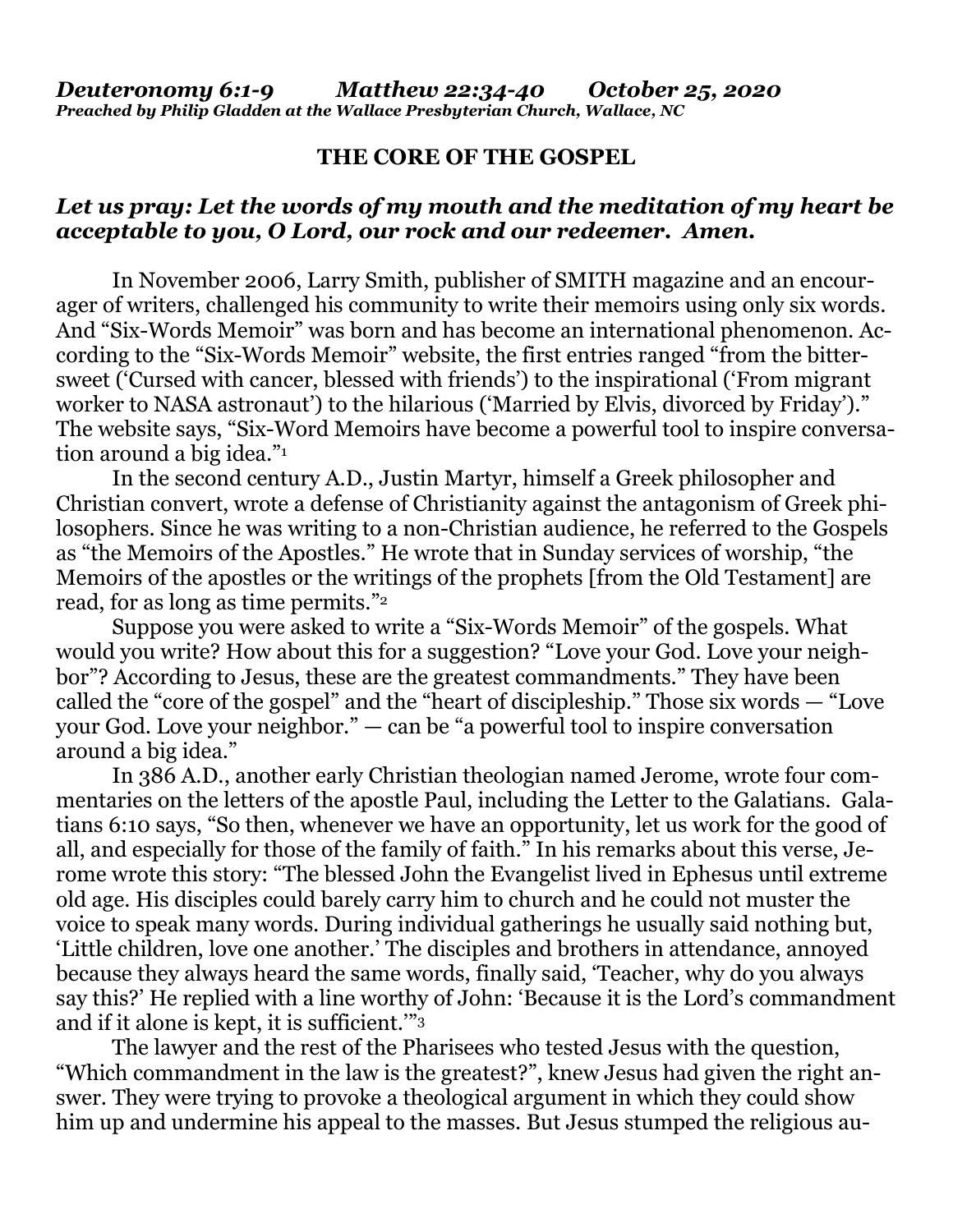***Deuteronomy 6:1-9 Matthew 22:34-40 October 25, 2020***
***Preached by Philip Gladden at the Wallace Presbyterian Church, Wallace, NC***

## THE CORE OF THE GOSPEL

***Let us pray: Let the words of my mouth and the meditation of my heart be acceptable to you, O Lord, our rock and our redeemer. Amen.***

In November 2006, Larry Smith, publisher of SMITH magazine and an encourager of writers, challenged his community to write their memoirs using only six words. And "Six-Words Memoir" was born and has become an international phenomenon. According to the "Six-Words Memoir" website, the first entries ranged "from the bittersweet ('Cursed with cancer, blessed with friends') to the inspirational ('From migrant worker to NASA astronaut') to the hilarious ('Married by Elvis, divorced by Friday')." The website says, "Six-Word Memoirs have become a powerful tool to inspire conversation around a big idea."[1]

In the second century A.D., Justin Martyr, himself a Greek philosopher and Christian convert, wrote a defense of Christianity against the antagonism of Greek philosophers. Since he was writing to a non-Christian audience, he referred to the Gospels as "the Memoirs of the Apostles." He wrote that in Sunday services of worship, "the Memoirs of the apostles or the writings of the prophets [from the Old Testament] are read, for as long as time permits."[2]

Suppose you were asked to write a "Six-Words Memoir" of the gospels. What would you write? How about this for a suggestion? "Love your God. Love your neighbor"? According to Jesus, these are the greatest commandments." They have been called the "core of the gospel" and the "heart of discipleship." Those six words — "Love your God. Love your neighbor." — can be "a powerful tool to inspire conversation around a big idea."

In 386 A.D., another early Christian theologian named Jerome, wrote four commentaries on the letters of the apostle Paul, including the Letter to the Galatians. Galatians 6:10 says, "So then, whenever we have an opportunity, let us work for the good of all, and especially for those of the family of faith." In his remarks about this verse, Jerome wrote this story: "The blessed John the Evangelist lived in Ephesus until extreme old age. His disciples could barely carry him to church and he could not muster the voice to speak many words. During individual gatherings he usually said nothing but, 'Little children, love one another.' The disciples and brothers in attendance, annoyed because they always heard the same words, finally said, 'Teacher, why do you always say this?' He replied with a line worthy of John: 'Because it is the Lord's commandment and if it alone is kept, it is sufficient.'"[3]

The lawyer and the rest of the Pharisees who tested Jesus with the question, "Which commandment in the law is the greatest?", knew Jesus had given the right answer. They were trying to provoke a theological argument in which they could show him up and undermine his appeal to the masses. But Jesus stumped the religious au-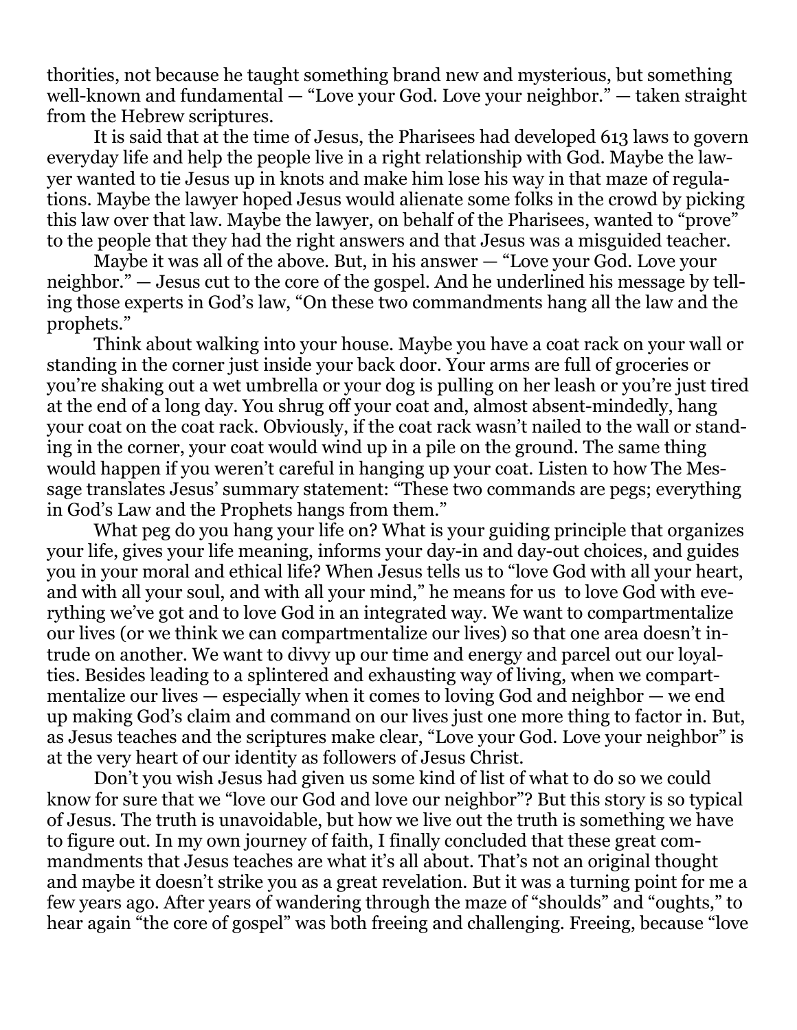thorities, not because he taught something brand new and mysterious, but something well-known and fundamental — "Love your God. Love your neighbor." — taken straight from the Hebrew scriptures.

It is said that at the time of Jesus, the Pharisees had developed 613 laws to govern everyday life and help the people live in a right relationship with God. Maybe the lawyer wanted to tie Jesus up in knots and make him lose his way in that maze of regulations. Maybe the lawyer hoped Jesus would alienate some folks in the crowd by picking this law over that law. Maybe the lawyer, on behalf of the Pharisees, wanted to "prove" to the people that they had the right answers and that Jesus was a misguided teacher.

Maybe it was all of the above. But, in his answer — "Love your God. Love your neighbor." — Jesus cut to the core of the gospel. And he underlined his message by telling those experts in God's law, "On these two commandments hang all the law and the prophets."

Think about walking into your house. Maybe you have a coat rack on your wall or standing in the corner just inside your back door. Your arms are full of groceries or you're shaking out a wet umbrella or your dog is pulling on her leash or you're just tired at the end of a long day. You shrug off your coat and, almost absent-mindedly, hang your coat on the coat rack. Obviously, if the coat rack wasn't nailed to the wall or standing in the corner, your coat would wind up in a pile on the ground. The same thing would happen if you weren't careful in hanging up your coat. Listen to how The Message translates Jesus' summary statement: "These two commands are pegs; everything in God's Law and the Prophets hangs from them."

What peg do you hang your life on? What is your guiding principle that organizes your life, gives your life meaning, informs your day-in and day-out choices, and guides you in your moral and ethical life? When Jesus tells us to "love God with all your heart, and with all your soul, and with all your mind," he means for us to love God with everything we've got and to love God in an integrated way. We want to compartmentalize our lives (or we think we can compartmentalize our lives) so that one area doesn't intrude on another. We want to divvy up our time and energy and parcel out our loyalties. Besides leading to a splintered and exhausting way of living, when we compartmentalize our lives — especially when it comes to loving God and neighbor — we end up making God's claim and command on our lives just one more thing to factor in. But, as Jesus teaches and the scriptures make clear, "Love your God. Love your neighbor" is at the very heart of our identity as followers of Jesus Christ.

Don't you wish Jesus had given us some kind of list of what to do so we could know for sure that we "love our God and love our neighbor"? But this story is so typical of Jesus. The truth is unavoidable, but how we live out the truth is something we have to figure out. In my own journey of faith, I finally concluded that these great commandments that Jesus teaches are what it's all about. That's not an original thought and maybe it doesn't strike you as a great revelation. But it was a turning point for me a few years ago. After years of wandering through the maze of "shoulds" and "oughts," to hear again "the core of gospel" was both freeing and challenging. Freeing, because "love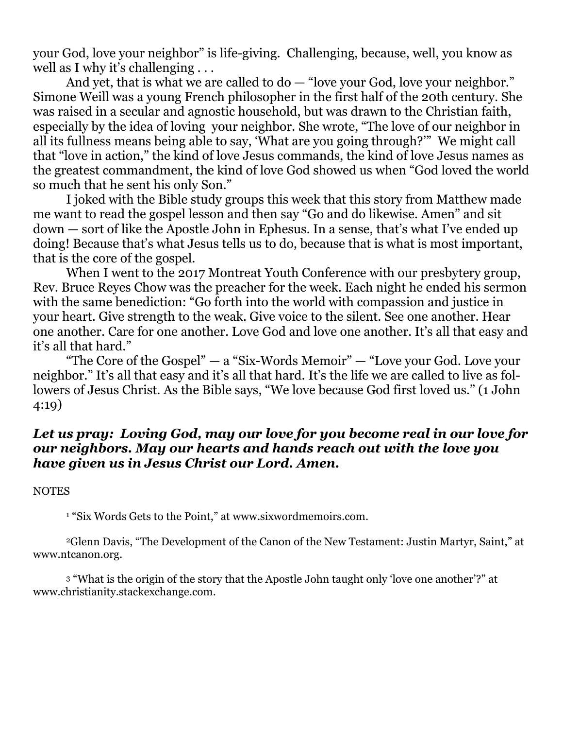your God, love your neighbor" is life-giving. Challenging, because, well, you know as well as I why it's challenging . . .

And yet, that is what we are called to do — "love your God, love your neighbor." Simone Weill was a young French philosopher in the first half of the 20th century. She was raised in a secular and agnostic household, but was drawn to the Christian faith, especially by the idea of loving your neighbor. She wrote, "The love of our neighbor in all its fullness means being able to say, 'What are you going through?'" We might call that "love in action," the kind of love Jesus commands, the kind of love Jesus names as the greatest commandment, the kind of love God showed us when "God loved the world so much that he sent his only Son."

I joked with the Bible study groups this week that this story from Matthew made me want to read the gospel lesson and then say "Go and do likewise. Amen" and sit down — sort of like the Apostle John in Ephesus. In a sense, that's what I've ended up doing! Because that's what Jesus tells us to do, because that is what is most important, that is the core of the gospel.

When I went to the 2017 Montreat Youth Conference with our presbytery group, Rev. Bruce Reyes Chow was the preacher for the week. Each night he ended his sermon with the same benediction: "Go forth into the world with compassion and justice in your heart. Give strength to the weak. Give voice to the silent. See one another. Hear one another. Care for one another. Love God and love one another. It's all that easy and it's all that hard."

"The Core of the Gospel" — a "Six-Words Memoir" — "Love your God. Love your neighbor." It's all that easy and it's all that hard. It's the life we are called to live as followers of Jesus Christ. As the Bible says, "We love because God first loved us." (1 John 4:19)

***Let us pray: Loving God, may our love for you become real in our love for our neighbors. May our hearts and hands reach out with the love you have given us in Jesus Christ our Lord. Amen.***

NOTES

[1] "Six Words Gets to the Point," at www.sixwordmemoirs.com.

[2] Glenn Davis, "The Development of the Canon of the New Testament: Justin Martyr, Saint," at www.ntcanon.org.

[3] "What is the origin of the story that the Apostle John taught only 'love one another'?" at www.christianity.stackexchange.com.